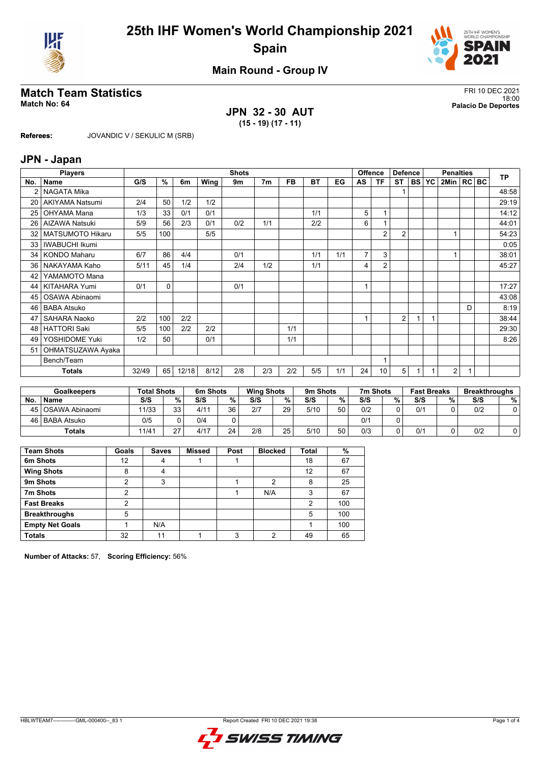# 25th IHF Women's World Championship 2021

## Spain

### Main Round - Group IV

## Match Team Statistics

**Match No: 64**

FRI 10 DEC 2021
18:00
**Palacio De Deportes**

**JPN 32 - 30 AUT**
**(15 - 19) (17 - 11)**

**Referees:** JOVANDIC V / SEKULIC M (SRB)

## JPN - Japan

| No. | Name | G/S | % | 6m | Wing | 9m | 7m | FB | BT | EG | AS | TF | ST | BS | YC | 2Min | RC | BC | TP |
|---|---|---|---|---|---|---|---|---|---|---|---|---|---|---|---|---|---|---|---|
| 2 | NAGATA Mika | | | | | | | | | | | | 1 | | | | | | 48:58 |
| 20 | AKIYAMA Natsumi | 2/4 | 50 | 1/2 | 1/2 | | | | | | | | | | | | | | 29:19 |
| 25 | OHYAMA Mana | 1/3 | 33 | 0/1 | 0/1 | | | | 1/1 | | 5 | 1 | | | | | | | 14:12 |
| 26 | AIZAWA Natsuki | 5/9 | 56 | 2/3 | 0/1 | 0/2 | 1/1 | | 2/2 | | 6 | 1 | | | | | | | 44:01 |
| 32 | MATSUMOTO Hikaru | 5/5 | 100 | | 5/5 | | | | | | | 2 | 2 | | | 1 | | | 54:23 |
| 33 | IWABUCHI Ikumi | | | | | | | | | | | | | | | | | | 0:05 |
| 34 | KONDO Maharu | 6/7 | 86 | 4/4 | | 0/1 | | | 1/1 | 1/1 | 7 | 3 | | | | 1 | | | 38:01 |
| 36 | NAKAYAMA Kaho | 5/11 | 45 | 1/4 | | 2/4 | 1/2 | | 1/1 | | 4 | 2 | | | | | | | 45:27 |
| 42 | YAMAMOTO Mana | | | | | | | | | | | | | | | | | | |
| 44 | KITAHARA Yumi | 0/1 | 0 | | | 0/1 | | | | | 1 | | | | | | | | 17:27 |
| 45 | OSAWA Abinaomi | | | | | | | | | | | | | | | | | | 43:08 |
| 46 | BABA Atsuko | | | | | | | | | | | | | | | | D | | 8:19 |
| 47 | SAHARA Naoko | 2/2 | 100 | 2/2 | | | | | | | 1 | | 2 | 1 | 1 | | | | 38:44 |
| 48 | HATTORI Saki | 5/5 | 100 | 2/2 | 2/2 | | | 1/1 | | | | | | | | | | | 29:30 |
| 49 | YOSHIDOME Yuki | 1/2 | 50 | | 0/1 | | | 1/1 | | | | | | | | | | | 8:26 |
| 51 | OHMATSUZAWA Ayaka | | | | | | | | | | | | | | | | | | |
| | Bench/Team | | | | | | | | | | | 1 | | | | | | | |
| | **Totals** | 32/49 | 65 | 12/18 | 8/12 | 2/8 | 2/3 | 2/2 | 5/5 | 1/1 | 24 | 10 | 5 | 1 | 1 | 2 | 1 | | |

| No. | Goalkeepers | Total Shots S/S | % | 6m Shots S/S | % | Wing Shots S/S | % | 9m Shots S/S | % | 7m Shots S/S | % | Fast Breaks S/S | % | Breakthroughs S/S | % |
|---|---|---|---|---|---|---|---|---|---|---|---|---|---|---|---|
| 45 | OSAWA Abinaomi | 11/33 | 33 | 4/11 | 36 | 2/7 | 29 | 5/10 | 50 | 0/2 | 0 | 0/1 | 0 | 0/2 | 0 |
| 46 | BABA Atsuko | 0/5 | 0 | 0/4 | 0 | | | | | 0/1 | 0 | | | | |
| | **Totals** | 11/41 | 27 | 4/17 | 24 | 2/8 | 25 | 5/10 | 50 | 0/3 | 0 | 0/1 | 0 | 0/2 | 0 |

| Team Shots | Goals | Saves | Missed | Post | Blocked | Total | % |
|---|---|---|---|---|---|---|---|
| **6m Shots** | 12 | 4 | 1 | 1 | | 18 | 67 |
| **Wing Shots** | 8 | 4 | | | | 12 | 67 |
| **9m Shots** | 2 | 3 | | 1 | 2 | 8 | 25 |
| **7m Shots** | 2 | | | 1 | N/A | 3 | 67 |
| **Fast Breaks** | 2 | | | | | 2 | 100 |
| **Breakthroughs** | 5 | | | | | 5 | 100 |
| **Empty Net Goals** | 1 | N/A | | | | 1 | 100 |
| **Totals** | 32 | 11 | 1 | 3 | 2 | 49 | 65 |

**Number of Attacks:** 57, **Scoring Efficiency:** 56%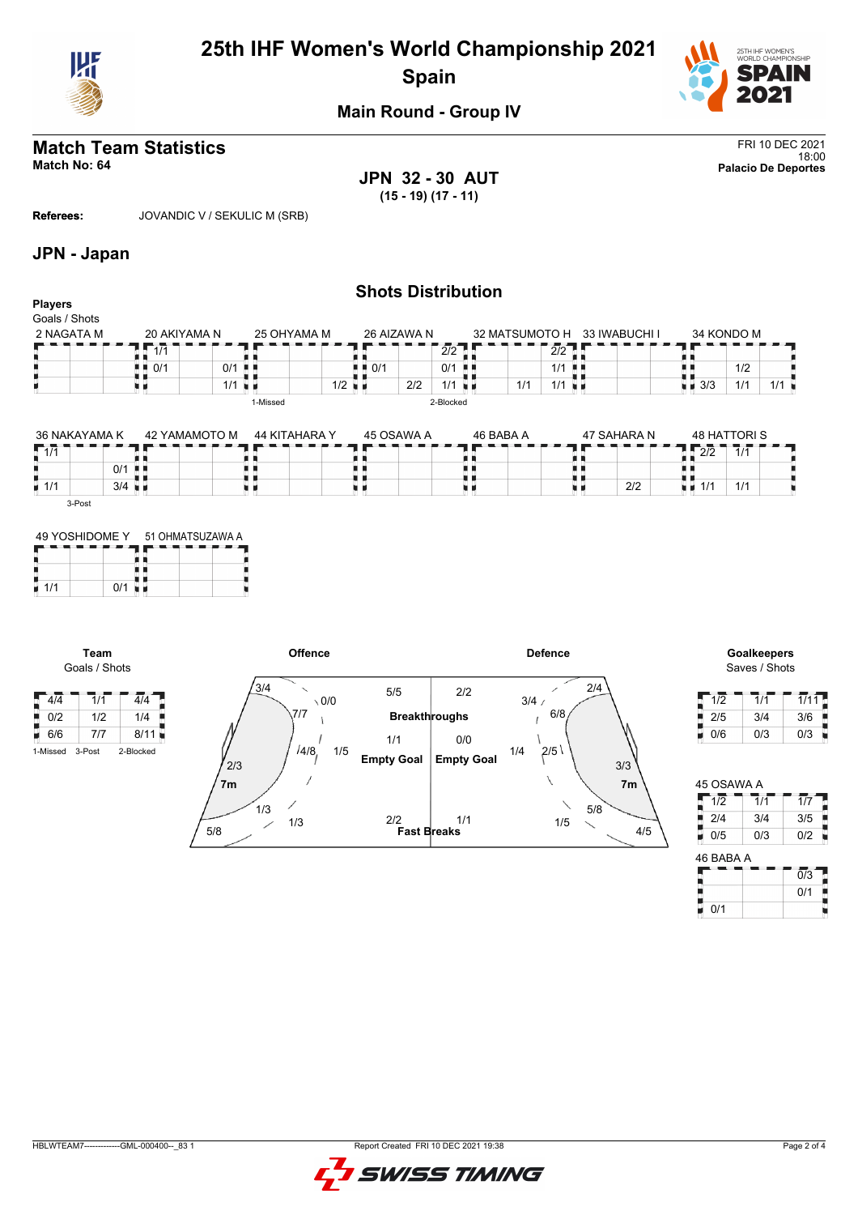# 25th IHF Women's World Championship 2021

## Spain

### Main Round - Group IV

## Match Team Statistics

**Match No: 64**

FRI 10 DEC 2021
18:00
**Palacio De Deportes**

**JPN 32 - 30 AUT**
**(15 - 19) (17 - 11)**

**Referees:** JOVANDIC V / SEKULIC M (SRB)

## JPN - Japan

### Shots Distribution

**Players**
Goals / Shots

**2 NAGATA M**

| | | |
|---|---|---|
| | | |
| | | |
| | | |

**20 AKIYAMA N**

| | | |
|---|---|---|
| 1/1 | | |
| 0/1 | | 0/1 |
| | | 1/1 |

**25 OHYAMA M**

| | | |
|---|---|---|
| | | |
| | | |
| | | 1/2 |

1-Missed

**26 AIZAWA N**

| | | |
|---|---|---|
| | | 2/2 |
| 0/1 | | 0/1 |
| | 2/2 | 1/1 |

2-Blocked

**32 MATSUMOTO H**

| | | |
|---|---|---|
| | | 2/2 |
| | | 1/1 |
| | 1/1 | 1/1 |

**33 IWABUCHI I**

| | | |
|---|---|---|
| | | |
| | | |
| | | |

**34 KONDO M**

| | | |
|---|---|---|
| | | |
| | 1/2 | |
| 3/3 | 1/1 | 1/1 |

**36 NAKAYAMA K**

| | | |
|---|---|---|
| 1/1 | | |
| | | 0/1 |
| 1/1 | | 3/4 |

3-Post

**42 YAMAMOTO M**

| | | |
|---|---|---|
| | | |
| | | |
| | | |

**44 KITAHARA Y**

| | | |
|---|---|---|
| | | |
| | | |
| | | |

**45 OSAWA A**

| | | |
|---|---|---|
| | | |
| | | |
| | | |

**46 BABA A**

| | | |
|---|---|---|
| | | |
| | | |
| | | |

**47 SAHARA N**

| | | |
|---|---|---|
| | | |
| | | |
| | | 2/2 |

**48 HATTORI S**

| | | |
|---|---|---|
| 2/2 | 1/1 | |
| | | |
| 1/1 | 1/1 | |

**49 YOSHIDOME Y**

| | | |
|---|---|---|
| | | |
| | | |
| 1/1 | | 0/1 |

**51 OHMATSUZAWA A**

| | | |
|---|---|---|
| | | |
| | | |
| | | |

**Team**
Goals / Shots

| | | |
|---|---|---|
| 4/4 | 1/1 | 4/4 |
| 0/2 | 1/2 | 1/4 |
| 6/6 | 7/7 | 8/11 |

1-Missed 3-Post 2-Blocked

**Offence**

| Area | Goals / Shots |
|---|---|
| Left wing | 3/4 |
| Left 9m | 0/0 |
| Left 6m | 7/7 |
| Centre 6m | 4/8 |
| Centre 9m | 1/5 |
| Left back | 2/3 |
| 7m | 5/8 |
| Right 6m | 1/3 |
| Right 9m | 1/3 |
| Breakthroughs | 5/5 |
| Empty Goal | 1/1 |
| Fast Breaks | 2/2 |

**Defence**

| Area | Goals / Shots |
|---|---|
| Right wing | 2/4 |
| Right 9m | 3/4 |
| Right 6m | 6/8 |
| Centre 6m | 2/5 |
| Centre 9m | 1/4 |
| Right back | 3/3 |
| 7m | 4/5 |
| Left 6m | 5/8 |
| Left 9m | 1/5 |
| Breakthroughs | 2/2 |
| Empty Goal | 0/0 |
| Fast Breaks | 1/1 |

**Goalkeepers**
Saves / Shots

| | | |
|---|---|---|
| 1/2 | 1/1 | 1/11 |
| 2/5 | 3/4 | 3/6 |
| 0/6 | 0/3 | 0/3 |

**45 OSAWA A**

| | | |
|---|---|---|
| 1/2 | 1/1 | 1/7 |
| 2/4 | 3/4 | 3/5 |
| 0/5 | 0/3 | 0/2 |

**46 BABA A**

| | | |
|---|---|---|
| | | 0/3 |
| | | 0/1 |
| 0/1 | | |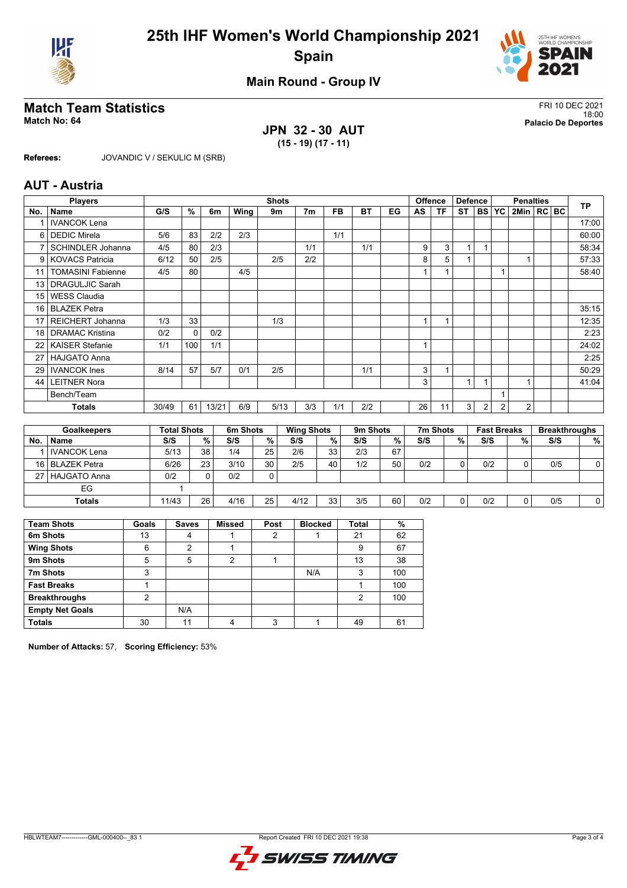# 25th IHF Women's World Championship 2021
## Spain

### Main Round - Group IV

## Match Team Statistics

**Match No: 64**

FRI 10 DEC 2021
18:00
**Palacio De Deportes**

**JPN 32 - 30 AUT**
**(15 - 19) (17 - 11)**

**Referees:** JOVANDIC V / SEKULIC M (SRB)

## AUT - Austria

| No. | Name | G/S | % | 6m | Wing | 9m | 7m | FB | BT | EG | AS | TF | ST | BS | YC | 2Min | RC | BC | TP |
|---|---|---|---|---|---|---|---|---|---|---|---|---|---|---|---|---|---|---|---|
| 1 | IVANCOK Lena | | | | | | | | | | | | | | | | | | 17:00 |
| 6 | DEDIC Mirela | 5/6 | 83 | 2/2 | 2/3 | | | 1/1 | | | | | | | | | | | 60:00 |
| 7 | SCHINDLER Johanna | 4/5 | 80 | 2/3 | | | 1/1 | | 1/1 | | 9 | 3 | 1 | 1 | | | | | 58:34 |
| 9 | KOVACS Patricia | 6/12 | 50 | 2/5 | | 2/5 | 2/2 | | | | 8 | 5 | 1 | | | 1 | | | 57:33 |
| 11 | TOMASINI Fabienne | 4/5 | 80 | | 4/5 | | | | | | 1 | 1 | | | 1 | | | | 58:40 |
| 13 | DRAGULJIC Sarah | | | | | | | | | | | | | | | | | | |
| 15 | WESS Claudia | | | | | | | | | | | | | | | | | | |
| 16 | BLAZEK Petra | | | | | | | | | | | | | | | | | | 35:15 |
| 17 | REICHERT Johanna | 1/3 | 33 | | | 1/3 | | | | | 1 | 1 | | | | | | | 12:35 |
| 18 | DRAMAC Kristina | 0/2 | 0 | 0/2 | | | | | | | | | | | | | | | 2:23 |
| 22 | KAISER Stefanie | 1/1 | 100 | 1/1 | | | | | | | 1 | | | | | | | | 24:02 |
| 27 | HAJGATO Anna | | | | | | | | | | | | | | | | | | 2:25 |
| 29 | IVANCOK Ines | 8/14 | 57 | 5/7 | 0/1 | 2/5 | | | 1/1 | | 3 | 1 | | | | | | | 50:29 |
| 44 | LEITNER Nora | | | | | | | | | | 3 | | 1 | 1 | | 1 | | | 41:04 |
| | Bench/Team | | | | | | | | | | | | | | 1 | | | | |
| | **Totals** | 30/49 | 61 | 13/21 | 6/9 | 5/13 | 3/3 | 1/1 | 2/2 | | 26 | 11 | 3 | 2 | 2 | 2 | | | |

| No. | Goalkeepers | Total Shots S/S | % | 6m Shots S/S | % | Wing Shots S/S | % | 9m Shots S/S | % | 7m Shots S/S | % | Fast Breaks S/S | % | Breakthroughs S/S | % |
|---|---|---|---|---|---|---|---|---|---|---|---|---|---|---|---|
| 1 | IVANCOK Lena | 5/13 | 38 | 1/4 | 25 | 2/6 | 33 | 2/3 | 67 | | | | | | |
| 16 | BLAZEK Petra | 6/26 | 23 | 3/10 | 30 | 2/5 | 40 | 1/2 | 50 | 0/2 | 0 | 0/2 | 0 | 0/5 | 0 |
| 27 | HAJGATO Anna | 0/2 | 0 | 0/2 | 0 | | | | | | | | | | |
| | EG | 1 | | | | | | | | | | | | | |
| | **Totals** | 11/43 | 26 | 4/16 | 25 | 4/12 | 33 | 3/5 | 60 | 0/2 | 0 | 0/2 | 0 | 0/5 | 0 |

| Team Shots | Goals | Saves | Missed | Post | Blocked | Total | % |
|---|---|---|---|---|---|---|---|
| 6m Shots | 13 | 4 | 1 | 2 | 1 | 21 | 62 |
| Wing Shots | 6 | 2 | 1 | | | 9 | 67 |
| 9m Shots | 5 | 5 | 2 | 1 | | 13 | 38 |
| 7m Shots | 3 | | | | N/A | 3 | 100 |
| Fast Breaks | 1 | | | | | 1 | 100 |
| Breakthroughs | 2 | | | | | 2 | 100 |
| Empty Net Goals | | N/A | | | | | |
| **Totals** | 30 | 11 | 4 | 3 | 1 | 49 | 61 |

**Number of Attacks:** 57, **Scoring Efficiency:** 53%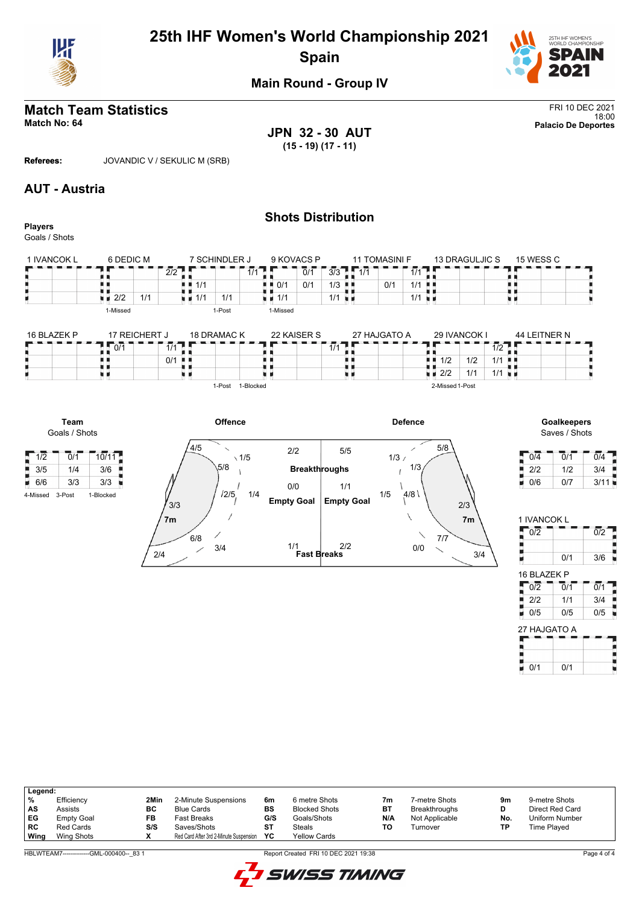# 25th IHF Women's World Championship 2021
## Spain

### Main Round - Group IV

## Match Team Statistics

**Match No: 64**

FRI 10 DEC 2021
18:00
**Palacio De Deportes**

**JPN 32 - 30 AUT**
**(15 - 19) (17 - 11)**

**Referees:** JOVANDIC V / SEKULIC M (SRB)

## AUT - Austria

### Shots Distribution

**Players**
Goals / Shots

1 IVANCOK L

| | | |
|---|---|---|
| | | |
| | | |
| | | |

6 DEDIC M

| | | |
|---|---|---|
| | | 2/2 |
| | | |
| 2/2 | 1/1 | |

1-Missed

7 SCHINDLER J

| | | |
|---|---|---|
| | | 1/1 |
| 1/1 | | |
| 1/1 | 1/1 | |

1-Post

9 KOVACS P

| | | |
|---|---|---|
| | 0/1 | 3/3 |
| 0/1 | 0/1 | 1/3 |
| 1/1 | | 1/1 |

1-Missed

11 TOMASINI F

| | | |
|---|---|---|
| 1/1 | | 1/1 |
| | 0/1 | 1/1 |
| | | 1/1 |

13 DRAGULJIC S

| | | |
|---|---|---|
| | | |
| | | |
| | | |

15 WESS C

| | | |
|---|---|---|
| | | |
| | | |
| | | |

16 BLAZEK P

| | | |
|---|---|---|
| | | |
| | | |
| | | |

17 REICHERT J

| | | |
|---|---|---|
| 0/1 | | 1/1 |
| | | 0/1 |
| | | |

18 DRAMAC K

| | | |
|---|---|---|
| | | |
| | | |
| | | |

1-Post 1-Blocked

22 KAISER S

| | | |
|---|---|---|
| | | 1/1 |
| | | |
| | | |

27 HAJGATO A

| | | |
|---|---|---|
| | | |
| | | |
| | | |

29 IVANCOK I

| | | |
|---|---|---|
| | | 1/2 |
| 1/2 | 1/2 | 1/1 |
| 2/2 | 1/1 | 1/1 |

2-Missed 1-Post

44 LEITNER N

| | | |
|---|---|---|
| | | |
| | | |
| | | |

**Team**
Goals / Shots

| | | |
|---|---|---|
| 1/2 | 0/1 | 10/11 |
| 3/5 | 1/4 | 3/6 |
| 6/6 | 3/3 | 3/3 |

4-Missed 3-Post 1-Blocked

**Offence**

4/5
1/5
5/8
2/5
1/4
3/3
7m
6/8
3/4
2/4
2/2 Breakthroughs 5/5
0/0 Empty Goal 1/1
1/1 Fast Breaks 2/2

**Defence**

5/8
1/3
1/3
1/5
4/8
2/3
7m
7/7
0/0
3/4

**Goalkeepers**
Saves / Shots

| | | |
|---|---|---|
| 0/4 | 0/1 | 0/4 |
| 2/2 | 1/2 | 3/4 |
| 0/6 | 0/7 | 3/11 |

1 IVANCOK L

| | | |
|---|---|---|
| 0/2 | | 0/2 |
| | | |
| | 0/1 | 3/6 |

16 BLAZEK P

| | | |
|---|---|---|
| 0/2 | 0/1 | 0/1 |
| 2/2 | 1/1 | 3/4 |
| 0/5 | 0/5 | 0/5 |

27 HAJGATO A

| | | |
|---|---|---|
| | | |
| | | |
| 0/1 | 0/1 | |

| Legend: | | | | | | | | | |
|---|---|---|---|---|---|---|---|---|---|
| % | Efficiency | 2Min | 2-Minute Suspensions | 6m | 6 metre Shots | 7m | 7-metre Shots | 9m | 9-metre Shots |
| AS | Assists | BC | Blue Cards | BS | Blocked Shots | BT | Breakthroughs | D | Direct Red Card |
| EG | Empty Goal | FB | Fast Breaks | G/S | Goals/Shots | N/A | Not Applicable | No. | Uniform Number |
| RC | Red Cards | S/S | Saves/Shots | ST | Steals | TO | Turnover | TP | Time Played |
| Wing | Wing Shots | X | Red Card After 3rd 2-Minute Suspension | YC | Yellow Cards | | | | |

HBLWTEAM7--------------GML-000400--_83 1 Report Created FRI 10 DEC 2021 19:38